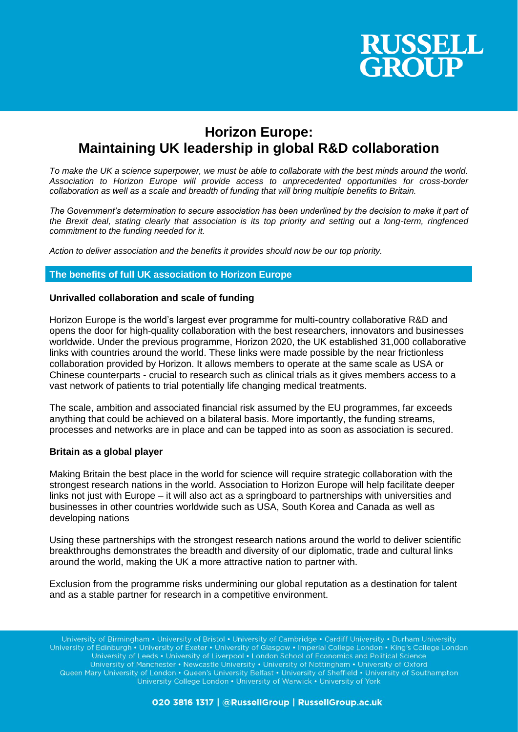# Horizon Europe: Maintaining UK leadership in global R&D collaboration

*To make the UK a science superpower, we must be able to collaborate with the best minds around the world. Association to Horizon Europe will provide access to unprecedented opportunities for cross-border collaboration as well as a scale and breadth of funding that will bring multiple benefits to Britain.*

*The Government's determination to secure association has been underlined by the decision to make it part of the Brexit deal, stating clearly that association is its top priority and setting out a long-term, ringfenced commitment to the funding needed for it.*

*Action to deliver association and the benefits it provides should now be our top priority.*

## The benefits of full UK association to Horizon Europe

### Unrivalled collaboration and scale of funding

Horizon Europe is the world's largest ever programme for multi-country collaborative R&D and opens the door for high-quality collaboration with the best researchers, innovators and businesses worldwide. Under the previous programme, Horizon 2020, the UK established 31,000 collaborative links with countries around the world. These links were made possible by the near frictionless collaboration provided by Horizon. It allows members to operate at the same scale as USA or Chinese counterparts - crucial to research such as clinical trials as it gives members access to a vast network of patients to trial potentially life changing medical treatments.

The scale, ambition and associated financial risk assumed by the EU programmes, far exceeds anything that could be achieved on a bilateral basis. More importantly, the funding streams, processes and networks are in place and can be tapped into as soon as association is secured.

### Britain as a global player

Making Britain the best place in the world for science will require strategic collaboration with the strongest research nations in the world. Association to Horizon Europe will help facilitate deeper links not just with Europe – it will also act as a springboard to partnerships with universities and businesses in other countries worldwide such as USA, South Korea and Canada as well as developing nations

Using these partnerships with the strongest research nations around the world to deliver scientific breakthroughs demonstrates the breadth and diversity of our diplomatic, trade and cultural links around the world, making the UK a more attractive nation to partner with.

Exclusion from the programme risks undermining our global reputation as a destination for talent and as a stable partner for research in a competitive environment.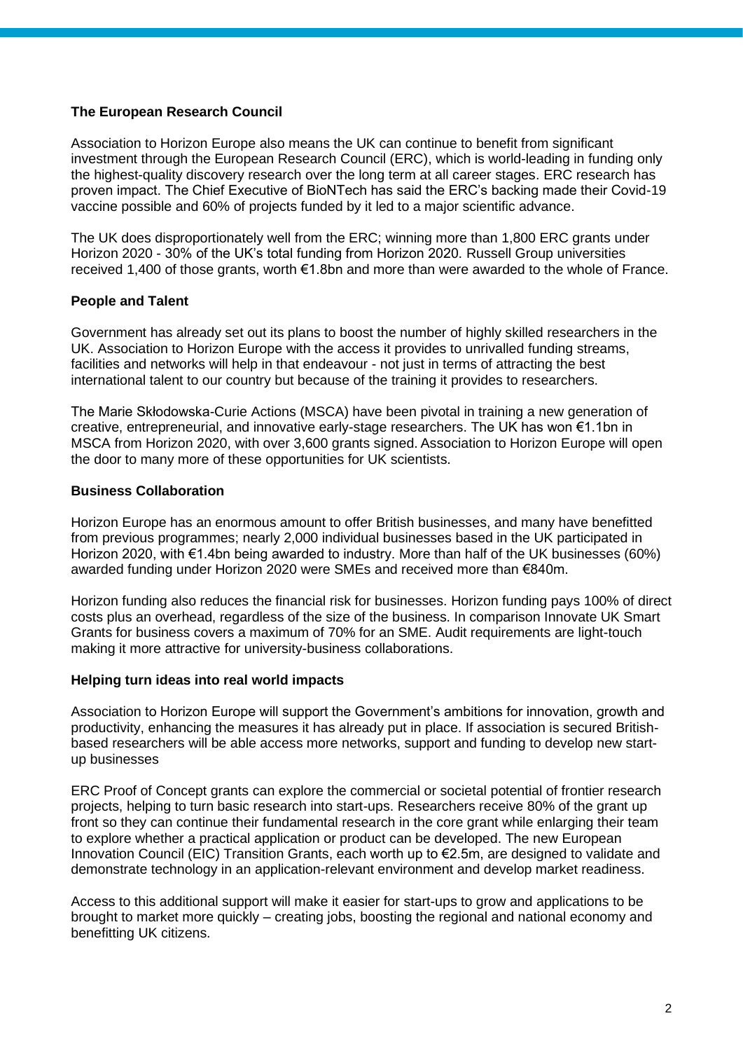## The European Research Council

Association to Horizon Europe also means the UK can continue to benefit from significant investment through the European Research Council (ERC), which is world-leading in funding only the highest-quality discovery research over the long term at all career stages. ERC research has proven impact. The Chief Executive of BioNTech has said the ERC's backing made their Covid-19 vaccine possible and 60% of projects funded by it led to a major scientific advance.

The UK does disproportionately well from the ERC; winning more than 1,800 ERC grants under Horizon 2020 - 30% of the UK's total funding from Horizon 2020. Russell Group universities received 1,400 of those grants, worth €1.8bn and more than were awarded to the whole of France.

## People and Talent

Government has already set out its plans to boost the number of highly skilled researchers in the UK. Association to Horizon Europe with the access it provides to unrivalled funding streams, facilities and networks will help in that endeavour - not just in terms of attracting the best international talent to our country but because of the training it provides to researchers.

The Marie Skłodowska-Curie Actions (MSCA) have been pivotal in training a new generation of creative, entrepreneurial, and innovative early-stage researchers. The UK has won €1.1bn in MSCA from Horizon 2020, with over 3,600 grants signed. Association to Horizon Europe will open the door to many more of these opportunities for UK scientists.

## Business Collaboration

Horizon Europe has an enormous amount to offer British businesses, and many have benefitted from previous programmes; nearly 2,000 individual businesses based in the UK participated in Horizon 2020, with €1.4bn being awarded to industry. More than half of the UK businesses (60%) awarded funding under Horizon 2020 were SMEs and received more than €840m.

Horizon funding also reduces the financial risk for businesses. Horizon funding pays 100% of direct costs plus an overhead, regardless of the size of the business. In comparison Innovate UK Smart Grants for business covers a maximum of 70% for an SME. Audit requirements are light-touch making it more attractive for university-business collaborations.

## Helping turn ideas into real world impacts

Association to Horizon Europe will support the Government's ambitions for innovation, growth and productivity, enhancing the measures it has already put in place. If association is secured British-based researchers will be able access more networks, support and funding to develop new start-up businesses

ERC Proof of Concept grants can explore the commercial or societal potential of frontier research projects, helping to turn basic research into start-ups. Researchers receive 80% of the grant up front so they can continue their fundamental research in the core grant while enlarging their team to explore whether a practical application or product can be developed. The new European Innovation Council (EIC) Transition Grants, each worth up to €2.5m, are designed to validate and demonstrate technology in an application-relevant environment and develop market readiness.

Access to this additional support will make it easier for start-ups to grow and applications to be brought to market more quickly – creating jobs, boosting the regional and national economy and benefitting UK citizens.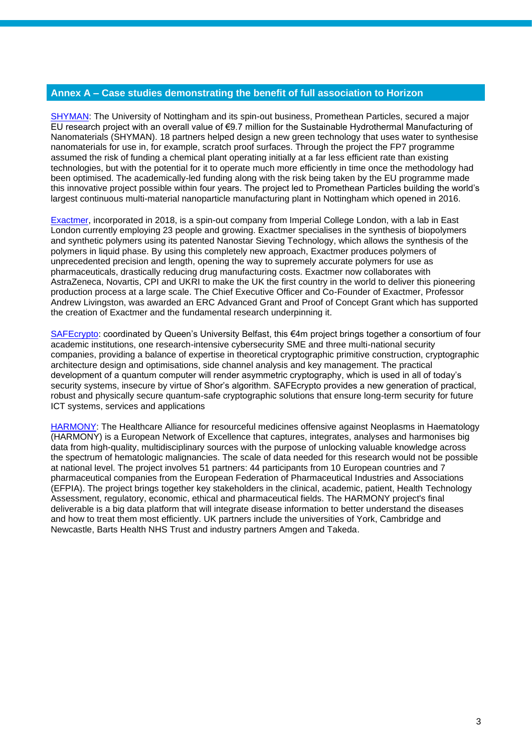## Annex A – Case studies demonstrating the benefit of full association to Horizon

SHYMAN: The University of Nottingham and its spin-out business, Promethean Particles, secured a major EU research project with an overall value of €9.7 million for the Sustainable Hydrothermal Manufacturing of Nanomaterials (SHYMAN). 18 partners helped design a new green technology that uses water to synthesise nanomaterials for use in, for example, scratch proof surfaces. Through the project the FP7 programme assumed the risk of funding a chemical plant operating initially at a far less efficient rate than existing technologies, but with the potential for it to operate much more efficiently in time once the methodology had been optimised. The academically-led funding along with the risk being taken by the EU programme made this innovative project possible within four years. The project led to Promethean Particles building the world's largest continuous multi-material nanoparticle manufacturing plant in Nottingham which opened in 2016.

Exactmer, incorporated in 2018, is a spin-out company from Imperial College London, with a lab in East London currently employing 23 people and growing. Exactmer specialises in the synthesis of biopolymers and synthetic polymers using its patented Nanostar Sieving Technology, which allows the synthesis of the polymers in liquid phase. By using this completely new approach, Exactmer produces polymers of unprecedented precision and length, opening the way to supremely accurate polymers for use as pharmaceuticals, drastically reducing drug manufacturing costs. Exactmer now collaborates with AstraZeneca, Novartis, CPI and UKRI to make the UK the first country in the world to deliver this pioneering production process at a large scale. The Chief Executive Officer and Co-Founder of Exactmer, Professor Andrew Livingston, was awarded an ERC Advanced Grant and Proof of Concept Grant which has supported the creation of Exactmer and the fundamental research underpinning it.

SAFEcrypto: coordinated by Queen's University Belfast, this €4m project brings together a consortium of four academic institutions, one research-intensive cybersecurity SME and three multi-national security companies, providing a balance of expertise in theoretical cryptographic primitive construction, cryptographic architecture design and optimisations, side channel analysis and key management. The practical development of a quantum computer will render asymmetric cryptography, which is used in all of today's security systems, insecure by virtue of Shor's algorithm. SAFEcrypto provides a new generation of practical, robust and physically secure quantum-safe cryptographic solutions that ensure long-term security for future ICT systems, services and applications

HARMONY: The Healthcare Alliance for resourceful medicines offensive against Neoplasms in Haematology (HARMONY) is a European Network of Excellence that captures, integrates, analyses and harmonises big data from high-quality, multidisciplinary sources with the purpose of unlocking valuable knowledge across the spectrum of hematologic malignancies. The scale of data needed for this research would not be possible at national level. The project involves 51 partners: 44 participants from 10 European countries and 7 pharmaceutical companies from the European Federation of Pharmaceutical Industries and Associations (EFPIA). The project brings together key stakeholders in the clinical, academic, patient, Health Technology Assessment, regulatory, economic, ethical and pharmaceutical fields. The HARMONY project's final deliverable is a big data platform that will integrate disease information to better understand the diseases and how to treat them most efficiently. UK partners include the universities of York, Cambridge and Newcastle, Barts Health NHS Trust and industry partners Amgen and Takeda.